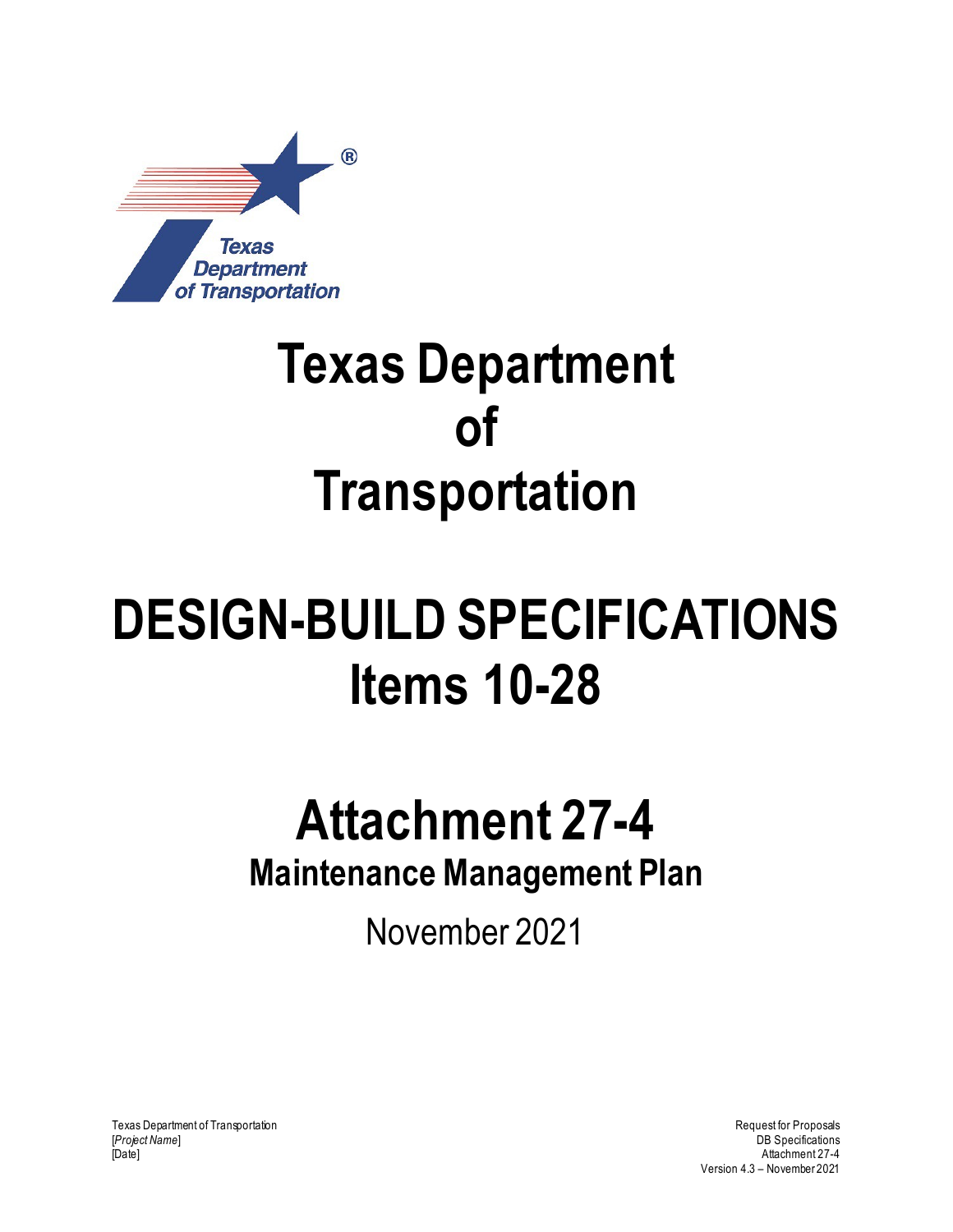# Texas Department of Transportation

# DESIGN-BUILD SPECIFICATIONS
# Items 10-28

## Attachment 27-4

### Maintenance Management Plan

November 2021

Texas Department of Transportation
[*Project Name*]
[Date]

Request for Proposals
DB Specifications
Attachment 27-4
Version 4.3 – November 2021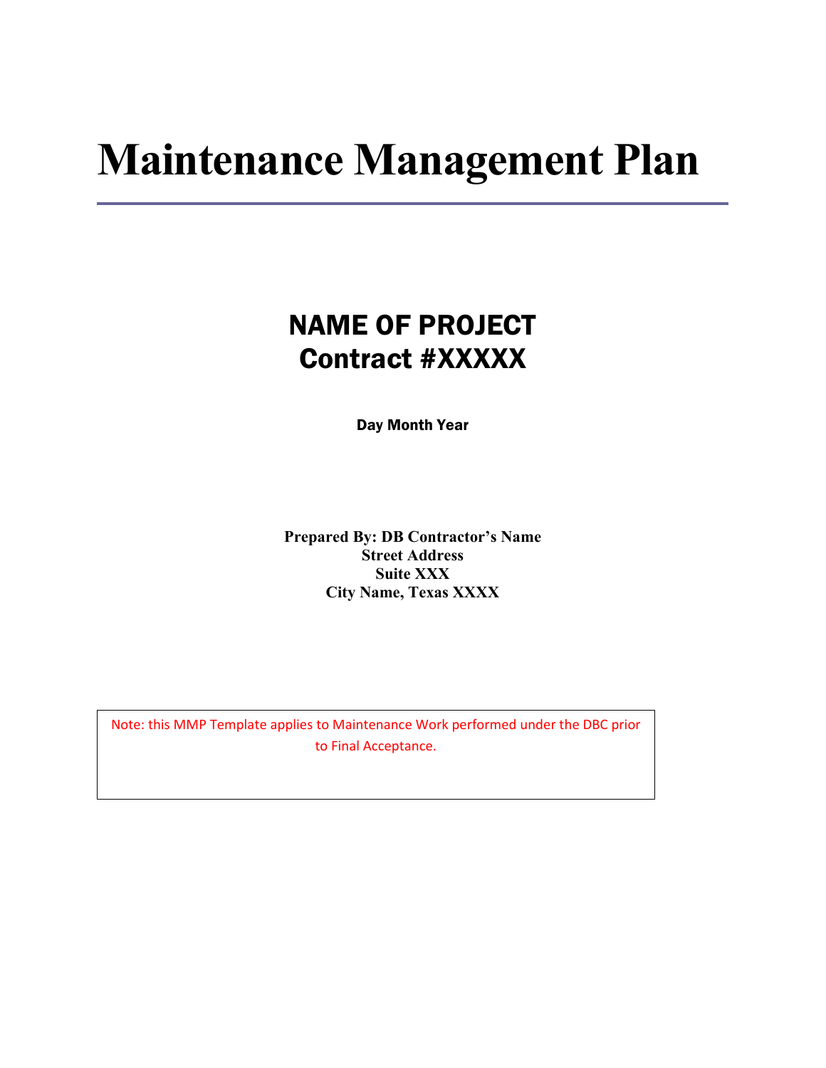# Maintenance Management Plan

## NAME OF PROJECT
## Contract #XXXXX

**Day Month Year**

**Prepared By: DB Contractor's Name**
**Street Address**
**Suite XXX**
**City Name, Texas XXXX**

Note: this MMP Template applies to Maintenance Work performed under the DBC prior to Final Acceptance.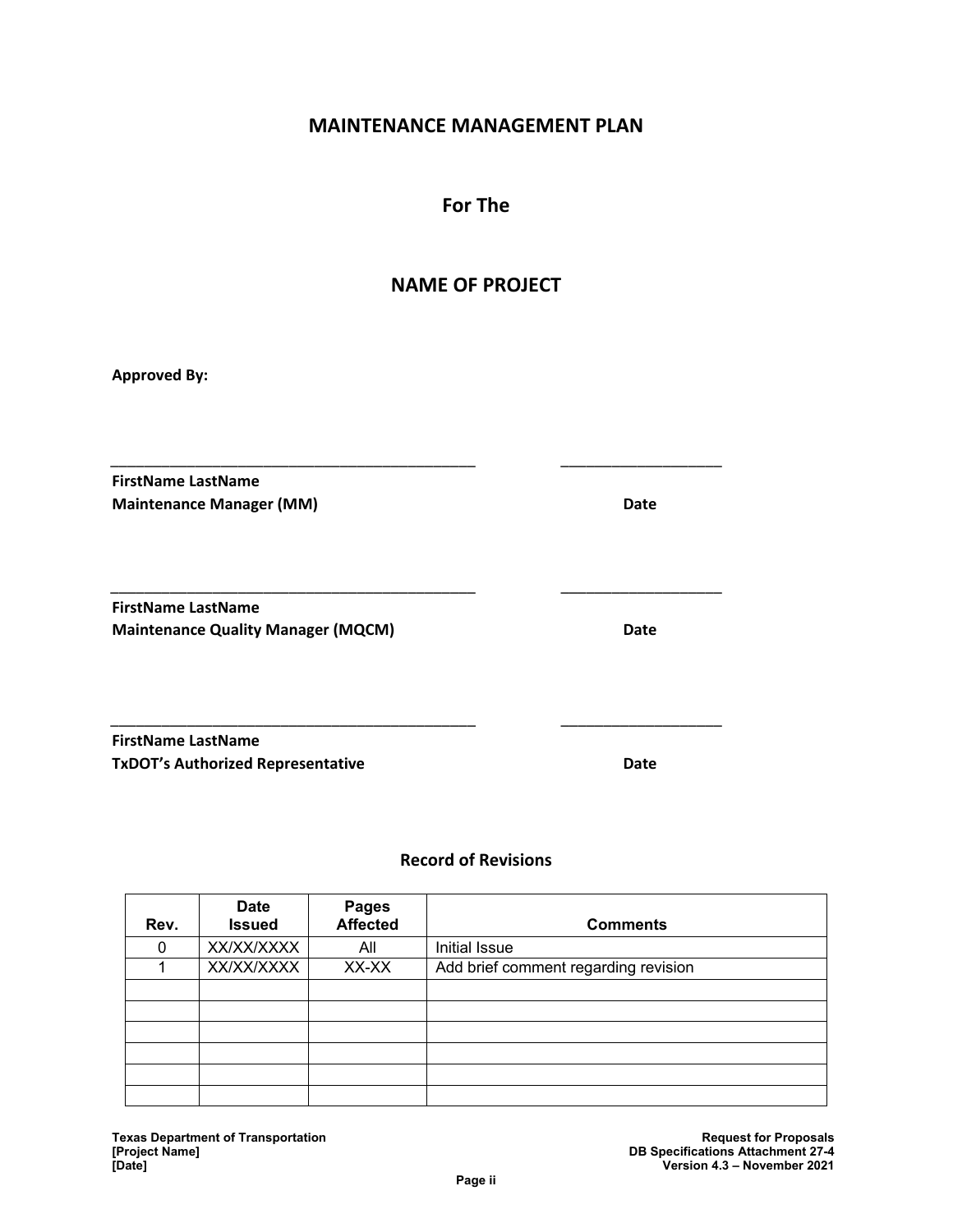# MAINTENANCE MANAGEMENT PLAN

## For The

## NAME OF PROJECT

**Approved By:**

\_\_\_\_\_\_\_\_\_\_\_\_\_\_\_\_\_\_\_\_\_\_\_\_\_\_\_\_\_\_\_\_\_\_\_\_\_\_\_\_\_\_\_\_ \_\_\_\_\_\_\_\_\_\_\_\_\_\_\_\_\_\_\_\_

**FirstName LastName**
**Maintenance Manager (MM)** **Date**

\_\_\_\_\_\_\_\_\_\_\_\_\_\_\_\_\_\_\_\_\_\_\_\_\_\_\_\_\_\_\_\_\_\_\_\_\_\_\_\_\_\_\_\_ \_\_\_\_\_\_\_\_\_\_\_\_\_\_\_\_\_\_\_\_

**FirstName LastName**
**Maintenance Quality Manager (MQCM)** **Date**

\_\_\_\_\_\_\_\_\_\_\_\_\_\_\_\_\_\_\_\_\_\_\_\_\_\_\_\_\_\_\_\_\_\_\_\_\_\_\_\_\_\_\_\_ \_\_\_\_\_\_\_\_\_\_\_\_\_\_\_\_\_\_\_\_

**FirstName LastName**
**TxDOT's Authorized Representative** **Date**

### Record of Revisions

| Rev. | Date Issued | Pages Affected | Comments |
|---|---|---|---|
| 0 | XX/XX/XXXX | All | Initial Issue |
| 1 | XX/XX/XXXX | XX-XX | Add brief comment regarding revision |
| | | | |
| | | | |
| | | | |
| | | | |
| | | | |
| | | | |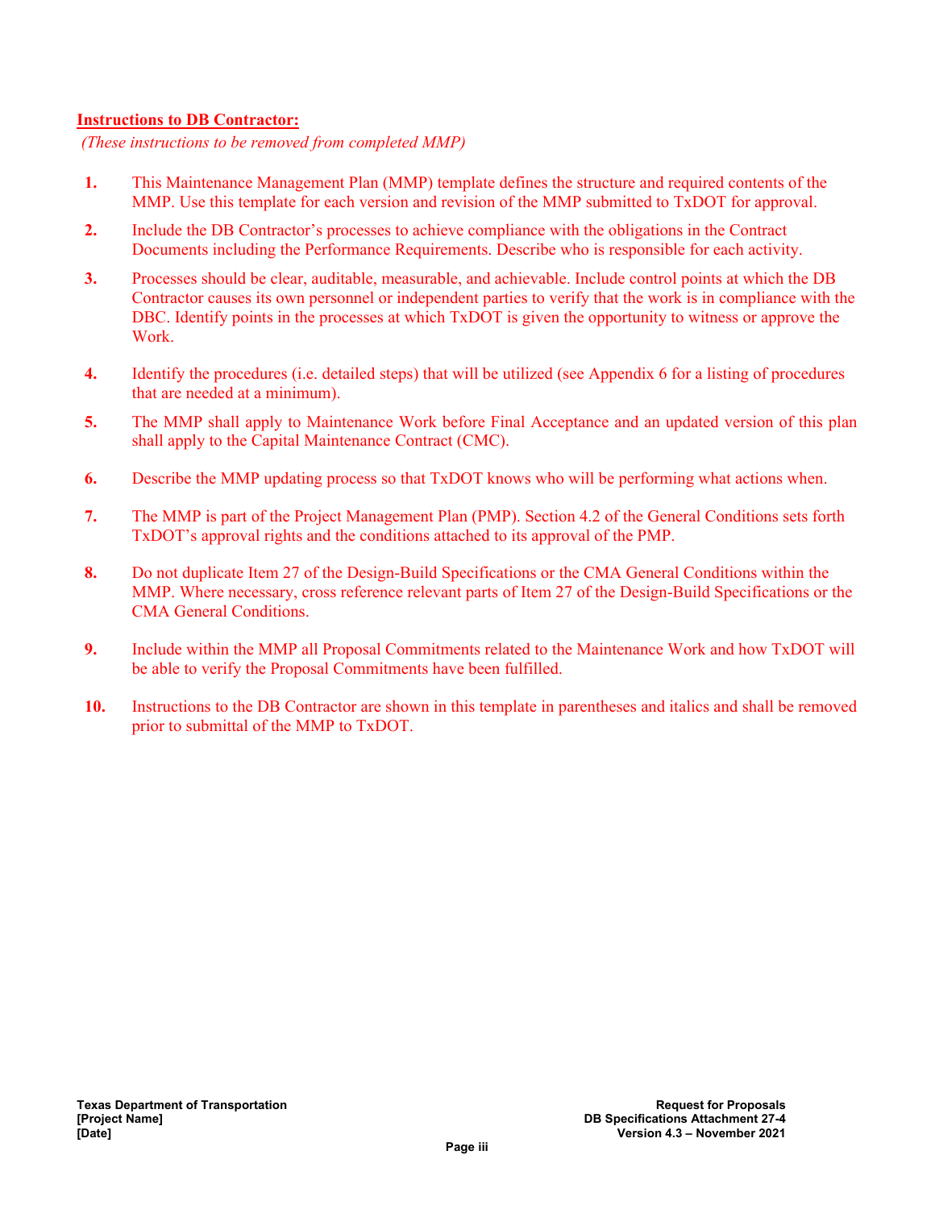**Instructions to DB Contractor:**

*(These instructions to be removed from completed MMP)*

1. This Maintenance Management Plan (MMP) template defines the structure and required contents of the MMP. Use this template for each version and revision of the MMP submitted to TxDOT for approval.
2. Include the DB Contractor's processes to achieve compliance with the obligations in the Contract Documents including the Performance Requirements. Describe who is responsible for each activity.
3. Processes should be clear, auditable, measurable, and achievable. Include control points at which the DB Contractor causes its own personnel or independent parties to verify that the work is in compliance with the DBC. Identify points in the processes at which TxDOT is given the opportunity to witness or approve the Work.
4. Identify the procedures (i.e. detailed steps) that will be utilized (see Appendix 6 for a listing of procedures that are needed at a minimum).
5. The MMP shall apply to Maintenance Work before Final Acceptance and an updated version of this plan shall apply to the Capital Maintenance Contract (CMC).
6. Describe the MMP updating process so that TxDOT knows who will be performing what actions when.
7. The MMP is part of the Project Management Plan (PMP). Section 4.2 of the General Conditions sets forth TxDOT's approval rights and the conditions attached to its approval of the PMP.
8. Do not duplicate Item 27 of the Design-Build Specifications or the CMA General Conditions within the MMP. Where necessary, cross reference relevant parts of Item 27 of the Design-Build Specifications or the CMA General Conditions.
9. Include within the MMP all Proposal Commitments related to the Maintenance Work and how TxDOT will be able to verify the Proposal Commitments have been fulfilled.
10. Instructions to the DB Contractor are shown in this template in parentheses and italics and shall be removed prior to submittal of the MMP to TxDOT.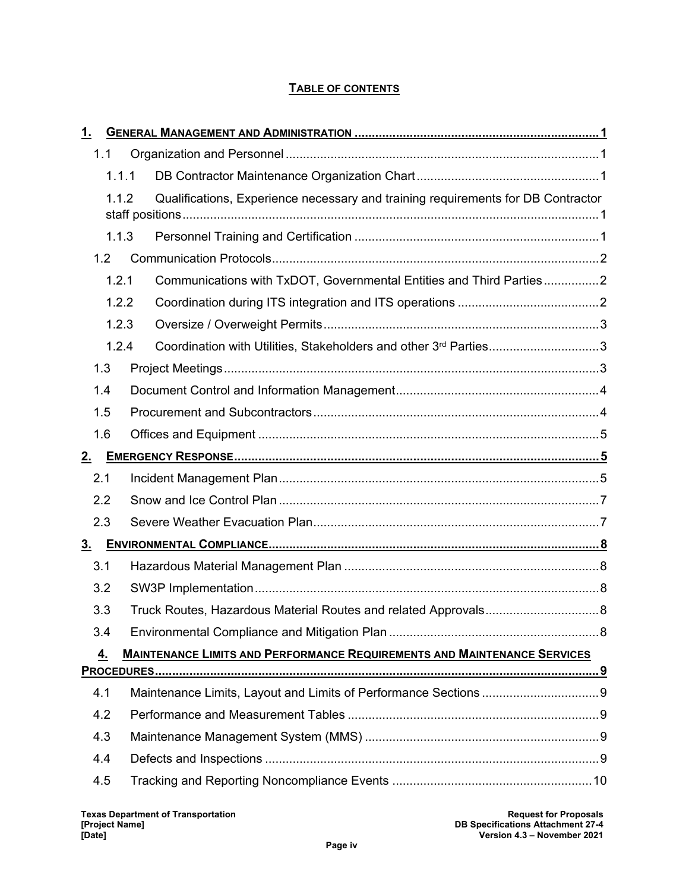## TABLE OF CONTENTS

1. **GENERAL MANAGEMENT AND ADMINISTRATION** ..... 1
   - 1.1 Organization and Personnel ..... 1
     - 1.1.1 DB Contractor Maintenance Organization Chart ..... 1
     - 1.1.2 Qualifications, Experience necessary and training requirements for DB Contractor staff positions ..... 1
     - 1.1.3 Personnel Training and Certification ..... 1
   - 1.2 Communication Protocols ..... 2
     - 1.2.1 Communications with TxDOT, Governmental Entities and Third Parties ..... 2
     - 1.2.2 Coordination during ITS integration and ITS operations ..... 2
     - 1.2.3 Oversize / Overweight Permits ..... 3
     - 1.2.4 Coordination with Utilities, Stakeholders and other 3rd Parties ..... 3
   - 1.3 Project Meetings ..... 3
   - 1.4 Document Control and Information Management ..... 4
   - 1.5 Procurement and Subcontractors ..... 4
   - 1.6 Offices and Equipment ..... 5
2. **EMERGENCY RESPONSE** ..... 5
   - 2.1 Incident Management Plan ..... 5
   - 2.2 Snow and Ice Control Plan ..... 7
   - 2.3 Severe Weather Evacuation Plan ..... 7
3. **ENVIRONMENTAL COMPLIANCE** ..... 8
   - 3.1 Hazardous Material Management Plan ..... 8
   - 3.2 SW3P Implementation ..... 8
   - 3.3 Truck Routes, Hazardous Material Routes and related Approvals ..... 8
   - 3.4 Environmental Compliance and Mitigation Plan ..... 8
4. **MAINTENANCE LIMITS AND PERFORMANCE REQUIREMENTS AND MAINTENANCE SERVICES PROCEDURES** ..... 9
   - 4.1 Maintenance Limits, Layout and Limits of Performance Sections ..... 9
   - 4.2 Performance and Measurement Tables ..... 9
   - 4.3 Maintenance Management System (MMS) ..... 9
   - 4.4 Defects and Inspections ..... 9
   - 4.5 Tracking and Reporting Noncompliance Events ..... 10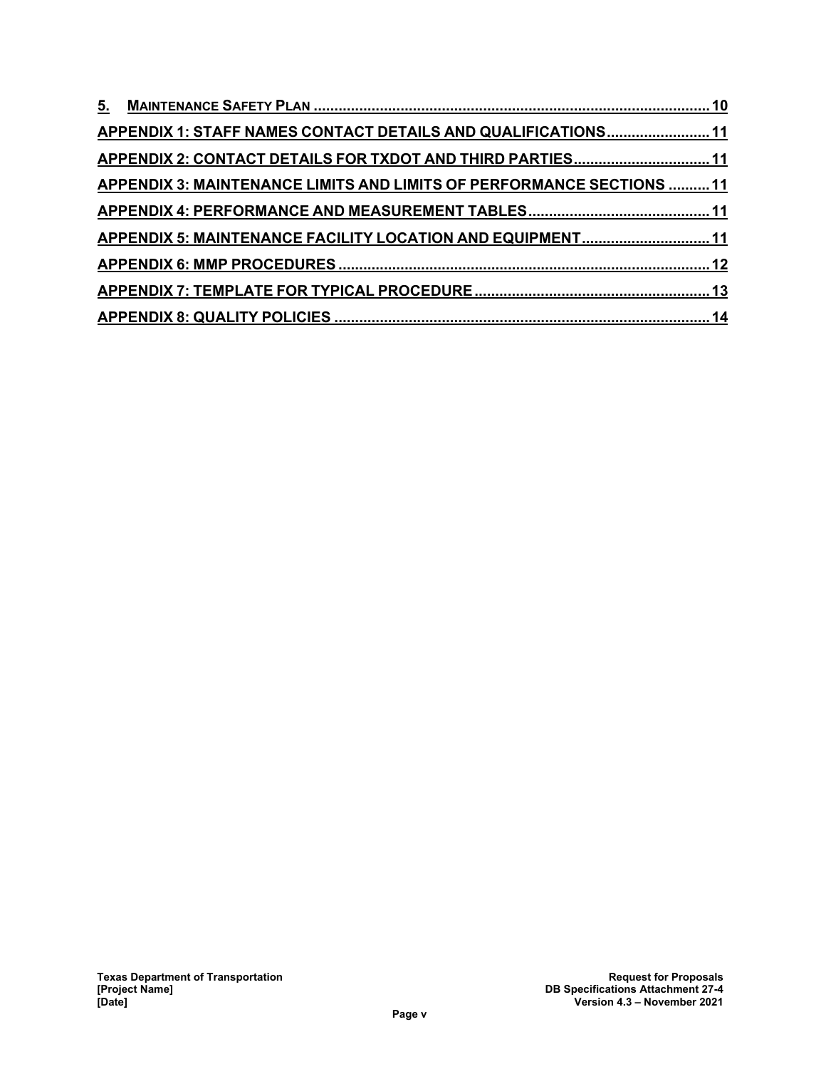5. MAINTENANCE SAFETY PLAN ........................................................................................ 10

APPENDIX 1: STAFF NAMES CONTACT DETAILS AND QUALIFICATIONS ........................ 11

APPENDIX 2: CONTACT DETAILS FOR TXDOT AND THIRD PARTIES ................................ 11

APPENDIX 3: MAINTENANCE LIMITS AND LIMITS OF PERFORMANCE SECTIONS .......... 11

APPENDIX 4: PERFORMANCE AND MEASUREMENT TABLES ............................................ 11

APPENDIX 5: MAINTENANCE FACILITY LOCATION AND EQUIPMENT ............................... 11

APPENDIX 6: MMP PROCEDURES ........................................................................................ 12

APPENDIX 7: TEMPLATE FOR TYPICAL PROCEDURE ........................................................ 13

APPENDIX 8: QUALITY POLICIES ......................................................................................... 14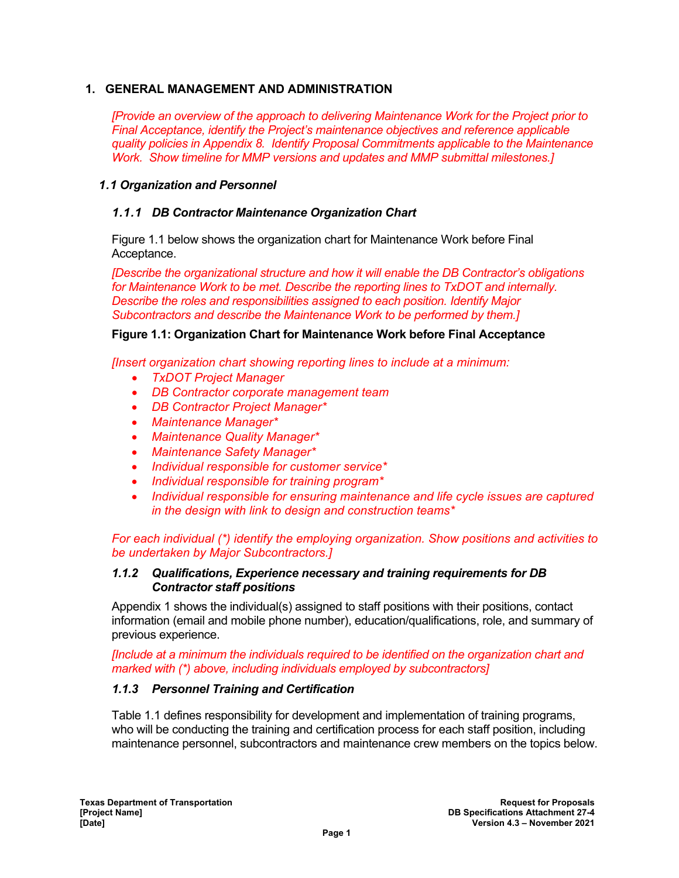# 1. GENERAL MANAGEMENT AND ADMINISTRATION

*[Provide an overview of the approach to delivering Maintenance Work for the Project prior to Final Acceptance, identify the Project's maintenance objectives and reference applicable quality policies in Appendix 8. Identify Proposal Commitments applicable to the Maintenance Work. Show timeline for MMP versions and updates and MMP submittal milestones.]*

## *1.1 Organization and Personnel*

### *1.1.1 DB Contractor Maintenance Organization Chart*

Figure 1.1 below shows the organization chart for Maintenance Work before Final Acceptance.

*[Describe the organizational structure and how it will enable the DB Contractor's obligations for Maintenance Work to be met. Describe the reporting lines to TxDOT and internally. Describe the roles and responsibilities assigned to each position. Identify Major Subcontractors and describe the Maintenance Work to be performed by them.]*

**Figure 1.1: Organization Chart for Maintenance Work before Final Acceptance**

*[Insert organization chart showing reporting lines to include at a minimum:*

- *TxDOT Project Manager*
- *DB Contractor corporate management team*
- *DB Contractor Project Manager**
- *Maintenance Manager**
- *Maintenance Quality Manager**
- *Maintenance Safety Manager**
- *Individual responsible for customer service**
- *Individual responsible for training program**
- *Individual responsible for ensuring maintenance and life cycle issues are captured in the design with link to design and construction teams**

*For each individual (*) identify the employing organization. Show positions and activities to be undertaken by Major Subcontractors.]*

### *1.1.2 Qualifications, Experience necessary and training requirements for DB Contractor staff positions*

Appendix 1 shows the individual(s) assigned to staff positions with their positions, contact information (email and mobile phone number), education/qualifications, role, and summary of previous experience.

*[Include at a minimum the individuals required to be identified on the organization chart and marked with (*) above, including individuals employed by subcontractors]*

### *1.1.3 Personnel Training and Certification*

Table 1.1 defines responsibility for development and implementation of training programs, who will be conducting the training and certification process for each staff position, including maintenance personnel, subcontractors and maintenance crew members on the topics below.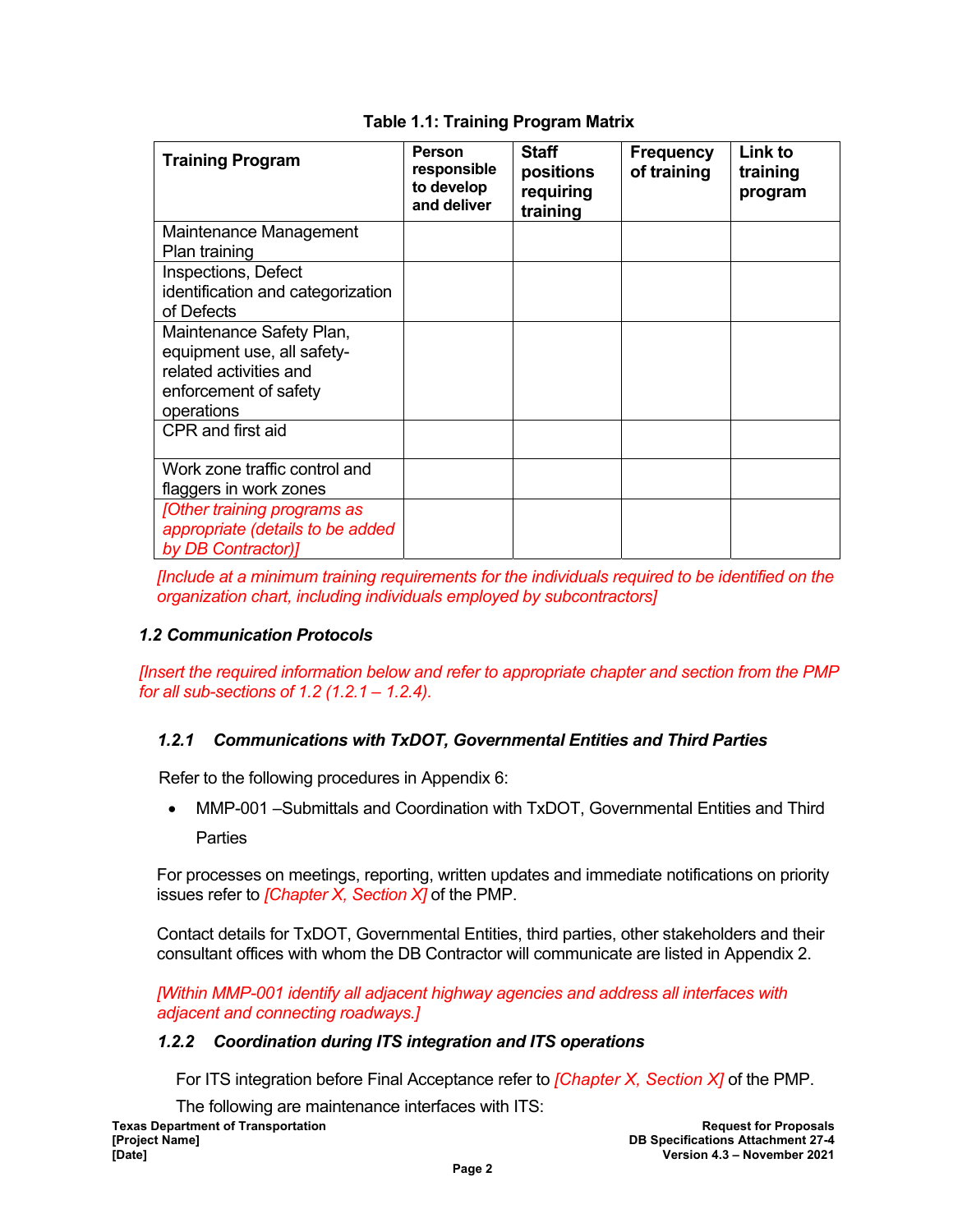**Table 1.1: Training Program Matrix**

| Training Program | Person responsible to develop and deliver | Staff positions requiring training | Frequency of training | Link to training program |
|---|---|---|---|---|
| Maintenance Management Plan training | | | | |
| Inspections, Defect identification and categorization of Defects | | | | |
| Maintenance Safety Plan, equipment use, all safety-related activities and enforcement of safety operations | | | | |
| CPR and first aid | | | | |
| Work zone traffic control and flaggers in work zones | | | | |
| *[Other training programs as appropriate (details to be added by DB Contractor)]* | | | | |

*[Include at a minimum training requirements for the individuals required to be identified on the organization chart, including individuals employed by subcontractors]*

### *1.2 Communication Protocols*

*[Insert the required information below and refer to appropriate chapter and section from the PMP for all sub-sections of 1.2 (1.2.1 – 1.2.4).*

#### *1.2.1 Communications with TxDOT, Governmental Entities and Third Parties*

Refer to the following procedures in Appendix 6:

- MMP-001 –Submittals and Coordination with TxDOT, Governmental Entities and Third Parties

For processes on meetings, reporting, written updates and immediate notifications on priority issues refer to *[Chapter X, Section X]* of the PMP.

Contact details for TxDOT, Governmental Entities, third parties, other stakeholders and their consultant offices with whom the DB Contractor will communicate are listed in Appendix 2.

*[Within MMP-001 identify all adjacent highway agencies and address all interfaces with adjacent and connecting roadways.]*

#### *1.2.2 Coordination during ITS integration and ITS operations*

For ITS integration before Final Acceptance refer to *[Chapter X, Section X]* of the PMP.

The following are maintenance interfaces with ITS: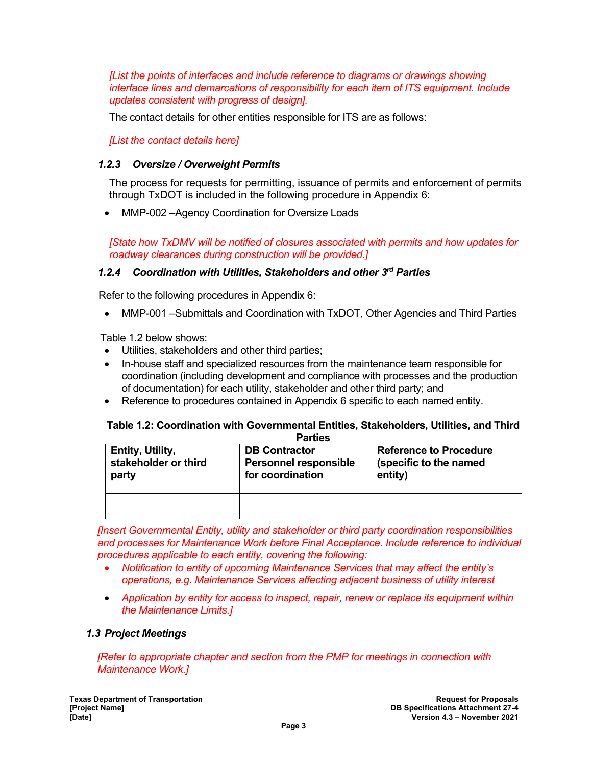*[List the points of interfaces and include reference to diagrams or drawings showing interface lines and demarcations of responsibility for each item of ITS equipment. Include updates consistent with progress of design].*

The contact details for other entities responsible for ITS are as follows:

*[List the contact details here]*

### *1.2.3 Oversize / Overweight Permits*

The process for requests for permitting, issuance of permits and enforcement of permits through TxDOT is included in the following procedure in Appendix 6:

- MMP-002 –Agency Coordination for Oversize Loads

*[State how TxDMV will be notified of closures associated with permits and how updates for roadway clearances during construction will be provided.]*

### *1.2.4 Coordination with Utilities, Stakeholders and other 3rd Parties*

Refer to the following procedures in Appendix 6:

- MMP-001 –Submittals and Coordination with TxDOT, Other Agencies and Third Parties

Table 1.2 below shows:

- Utilities, stakeholders and other third parties;
- In-house staff and specialized resources from the maintenance team responsible for coordination (including development and compliance with processes and the production of documentation) for each utility, stakeholder and other third party; and
- Reference to procedures contained in Appendix 6 specific to each named entity.

**Table 1.2: Coordination with Governmental Entities, Stakeholders, Utilities, and Third Parties**

| Entity, Utility, stakeholder or third party | DB Contractor Personnel responsible for coordination | Reference to Procedure (specific to the named entity) |
|---|---|---|
| | | |
| | | |
| | | |

*[Insert Governmental Entity, utility and stakeholder or third party coordination responsibilities and processes for Maintenance Work before Final Acceptance. Include reference to individual procedures applicable to each entity, covering the following:*

- *Notification to entity of upcoming Maintenance Services that may affect the entity's operations, e.g. Maintenance Services affecting adjacent business of utility interest*
- *Application by entity for access to inspect, repair, renew or replace its equipment within the Maintenance Limits.]*

## *1.3 Project Meetings*

*[Refer to appropriate chapter and section from the PMP for meetings in connection with Maintenance Work.]*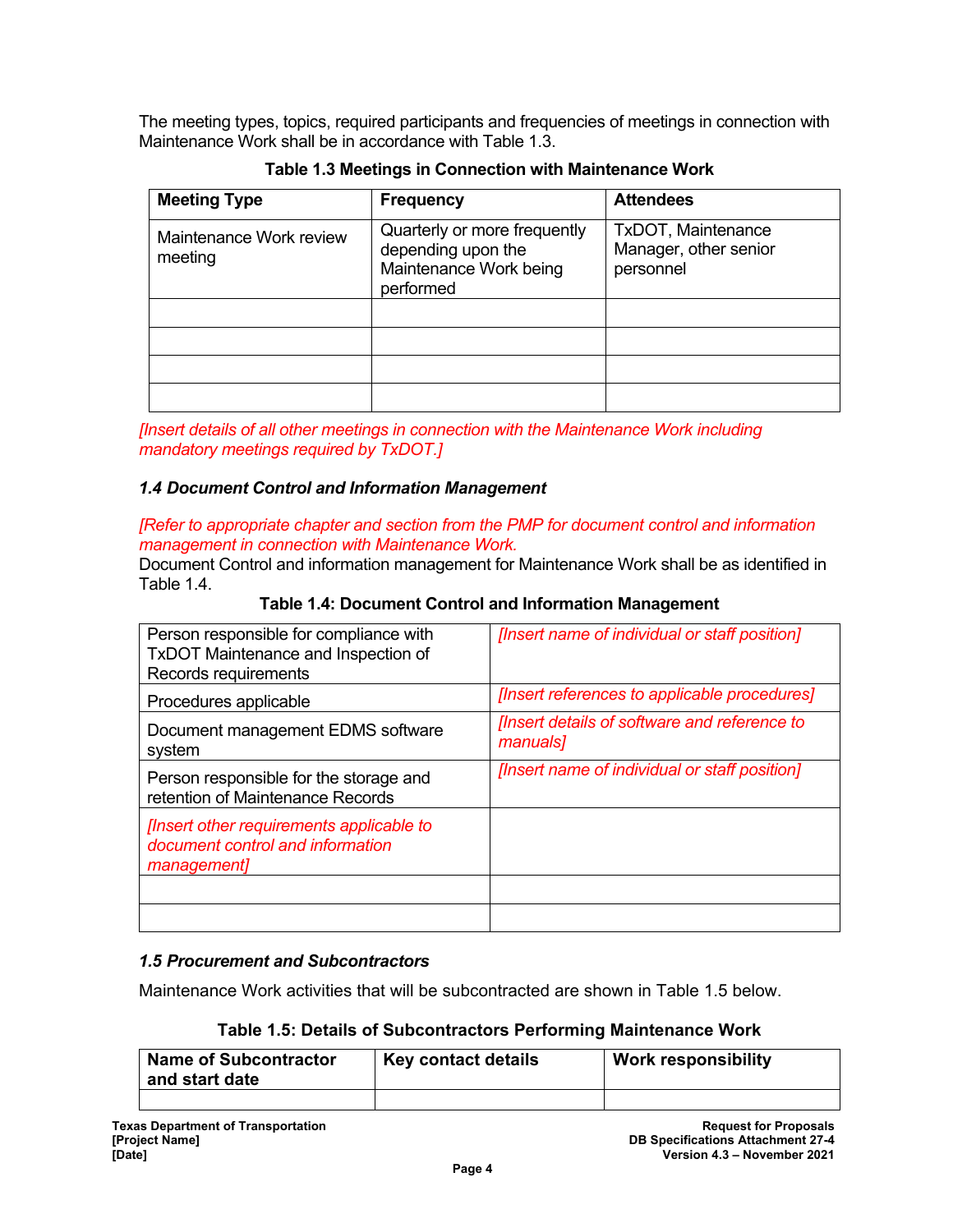The meeting types, topics, required participants and frequencies of meetings in connection with Maintenance Work shall be in accordance with Table 1.3.

**Table 1.3 Meetings in Connection with Maintenance Work**

| Meeting Type | Frequency | Attendees |
|---|---|---|
| Maintenance Work review meeting | Quarterly or more frequently depending upon the Maintenance Work being performed | TxDOT, Maintenance Manager, other senior personnel |
| | | |
| | | |
| | | |
| | | |

*[Insert details of all other meetings in connection with the Maintenance Work including mandatory meetings required by TxDOT.]*

### *1.4 Document Control and Information Management*

*[Refer to appropriate chapter and section from the PMP for document control and information management in connection with Maintenance Work.*

Document Control and information management for Maintenance Work shall be as identified in Table 1.4.

**Table 1.4: Document Control and Information Management**

| | |
|---|---|
| Person responsible for compliance with TxDOT Maintenance and Inspection of Records requirements | *[Insert name of individual or staff position]* |
| Procedures applicable | *[Insert references to applicable procedures]* |
| Document management EDMS software system | *[Insert details of software and reference to manuals]* |
| Person responsible for the storage and retention of Maintenance Records | *[Insert name of individual or staff position]* |
| *[Insert other requirements applicable to document control and information management]* | |
| | |
| | |

### *1.5 Procurement and Subcontractors*

Maintenance Work activities that will be subcontracted are shown in Table 1.5 below.

**Table 1.5: Details of Subcontractors Performing Maintenance Work**

| Name of Subcontractor and start date | Key contact details | Work responsibility |
|---|---|---|
| | | |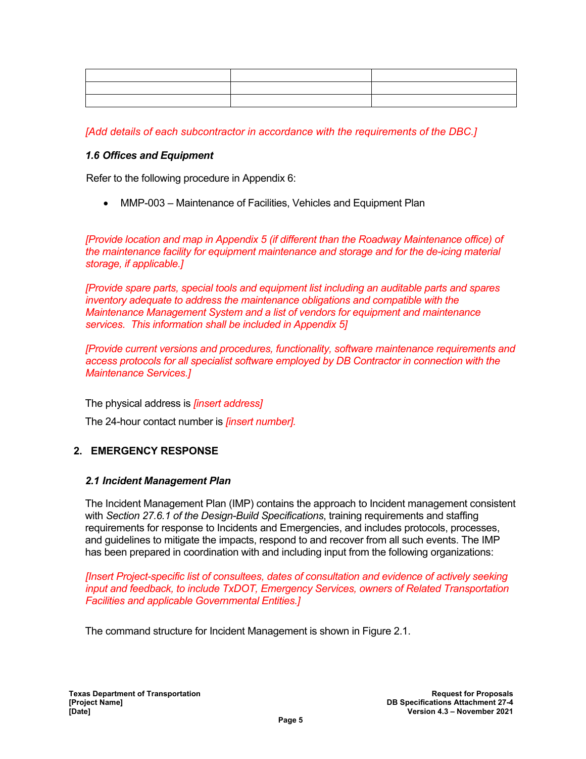| | | |
|---|---|---|
| | | |
| | | |

*[Add details of each subcontractor in accordance with the requirements of the DBC.]*

### *1.6 Offices and Equipment*

Refer to the following procedure in Appendix 6:

- MMP-003 – Maintenance of Facilities, Vehicles and Equipment Plan

*[Provide location and map in Appendix 5 (if different than the Roadway Maintenance office) of the maintenance facility for equipment maintenance and storage and for the de-icing material storage, if applicable.]*

*[Provide spare parts, special tools and equipment list including an auditable parts and spares inventory adequate to address the maintenance obligations and compatible with the Maintenance Management System and a list of vendors for equipment and maintenance services. This information shall be included in Appendix 5]*

*[Provide current versions and procedures, functionality, software maintenance requirements and access protocols for all specialist software employed by DB Contractor in connection with the Maintenance Services.]*

The physical address is *[insert address]*

The 24-hour contact number is *[insert number].*

## 2. EMERGENCY RESPONSE

### *2.1 Incident Management Plan*

The Incident Management Plan (IMP) contains the approach to Incident management consistent with *Section 27.6.1 of the Design-Build Specifications*, training requirements and staffing requirements for response to Incidents and Emergencies, and includes protocols, processes, and guidelines to mitigate the impacts, respond to and recover from all such events. The IMP has been prepared in coordination with and including input from the following organizations:

*[Insert Project-specific list of consultees, dates of consultation and evidence of actively seeking input and feedback, to include TxDOT, Emergency Services, owners of Related Transportation Facilities and applicable Governmental Entities.]*

The command structure for Incident Management is shown in Figure 2.1.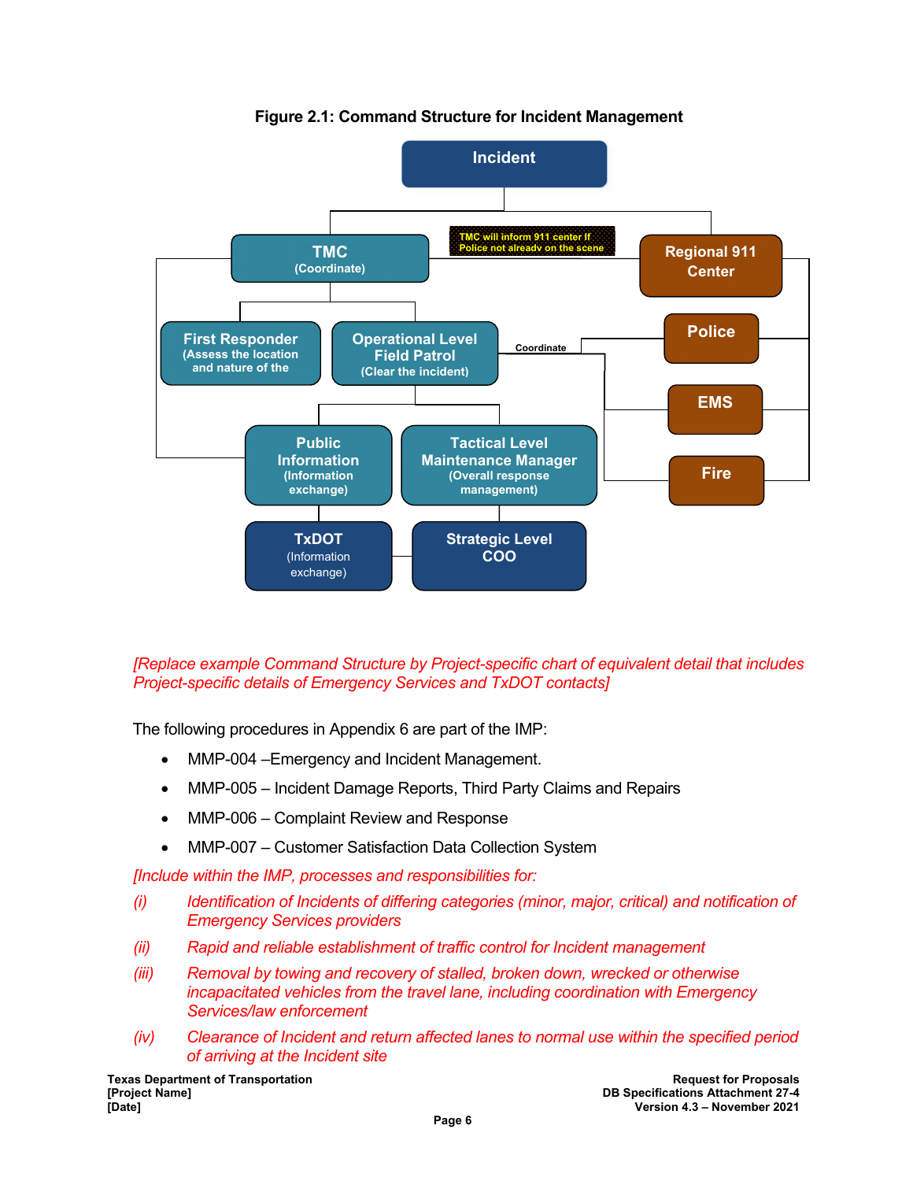**Figure 2.1: Command Structure for Incident Management**

Incident

TMC
(Coordinate)

TMC will inform 911 center if Police not already on the scene

Regional 911 Center

First Responder
(Assess the location and nature of the

Operational Level Field Patrol
(Clear the incident)

Coordinate

Police

EMS

Fire

Public Information
(Information exchange)

Tactical Level Maintenance Manager
(Overall response management)

TxDOT
(Information exchange)

Strategic Level COO

*[Replace example Command Structure by Project-specific chart of equivalent detail that includes Project-specific details of Emergency Services and TxDOT contacts]*

The following procedures in Appendix 6 are part of the IMP:

- MMP-004 –Emergency and Incident Management.
- MMP-005 – Incident Damage Reports, Third Party Claims and Repairs
- MMP-006 – Complaint Review and Response
- MMP-007 – Customer Satisfaction Data Collection System

*[Include within the IMP, processes and responsibilities for:*

*(i) Identification of Incidents of differing categories (minor, major, critical) and notification of Emergency Services providers*

*(ii) Rapid and reliable establishment of traffic control for Incident management*

*(iii) Removal by towing and recovery of stalled, broken down, wrecked or otherwise incapacitated vehicles from the travel lane, including coordination with Emergency Services/law enforcement*

*(iv) Clearance of Incident and return affected lanes to normal use within the specified period of arriving at the Incident site*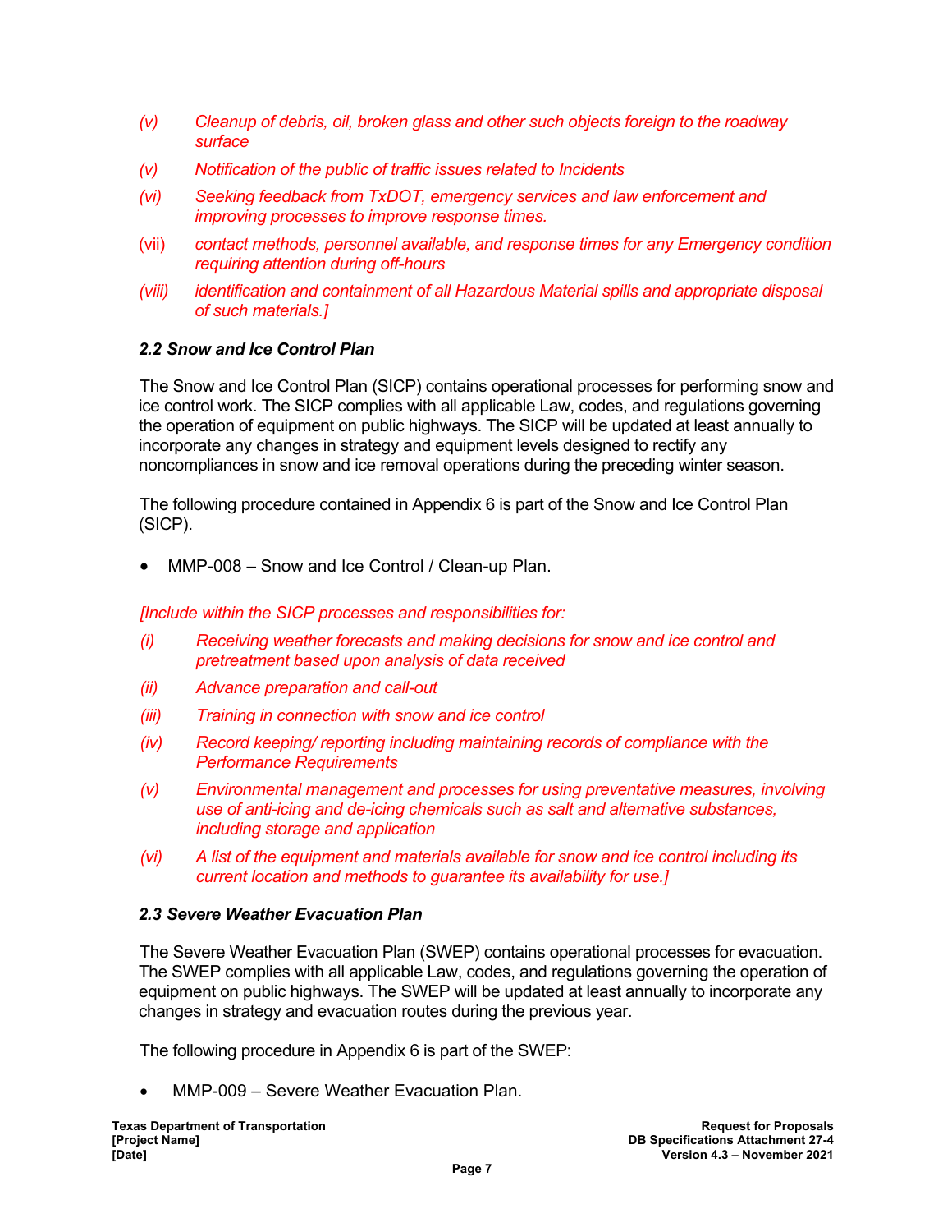*(v) Cleanup of debris, oil, broken glass and other such objects foreign to the roadway surface*

*(v) Notification of the public of traffic issues related to Incidents*

*(vi) Seeking feedback from TxDOT, emergency services and law enforcement and improving processes to improve response times.*

(vii) *contact methods, personnel available, and response times for any Emergency condition requiring attention during off-hours*

*(viii) identification and containment of all Hazardous Material spills and appropriate disposal of such materials.]*

### *2.2 Snow and Ice Control Plan*

The Snow and Ice Control Plan (SICP) contains operational processes for performing snow and ice control work. The SICP complies with all applicable Law, codes, and regulations governing the operation of equipment on public highways. The SICP will be updated at least annually to incorporate any changes in strategy and equipment levels designed to rectify any noncompliances in snow and ice removal operations during the preceding winter season.

The following procedure contained in Appendix 6 is part of the Snow and Ice Control Plan (SICP).

- MMP-008 – Snow and Ice Control / Clean-up Plan.

*[Include within the SICP processes and responsibilities for:*

*(i) Receiving weather forecasts and making decisions for snow and ice control and pretreatment based upon analysis of data received*

*(ii) Advance preparation and call-out*

*(iii) Training in connection with snow and ice control*

*(iv) Record keeping/ reporting including maintaining records of compliance with the Performance Requirements*

*(v) Environmental management and processes for using preventative measures, involving use of anti-icing and de-icing chemicals such as salt and alternative substances, including storage and application*

*(vi) A list of the equipment and materials available for snow and ice control including its current location and methods to guarantee its availability for use.]*

### *2.3 Severe Weather Evacuation Plan*

The Severe Weather Evacuation Plan (SWEP) contains operational processes for evacuation. The SWEP complies with all applicable Law, codes, and regulations governing the operation of equipment on public highways. The SWEP will be updated at least annually to incorporate any changes in strategy and evacuation routes during the previous year.

The following procedure in Appendix 6 is part of the SWEP:

- MMP-009 – Severe Weather Evacuation Plan.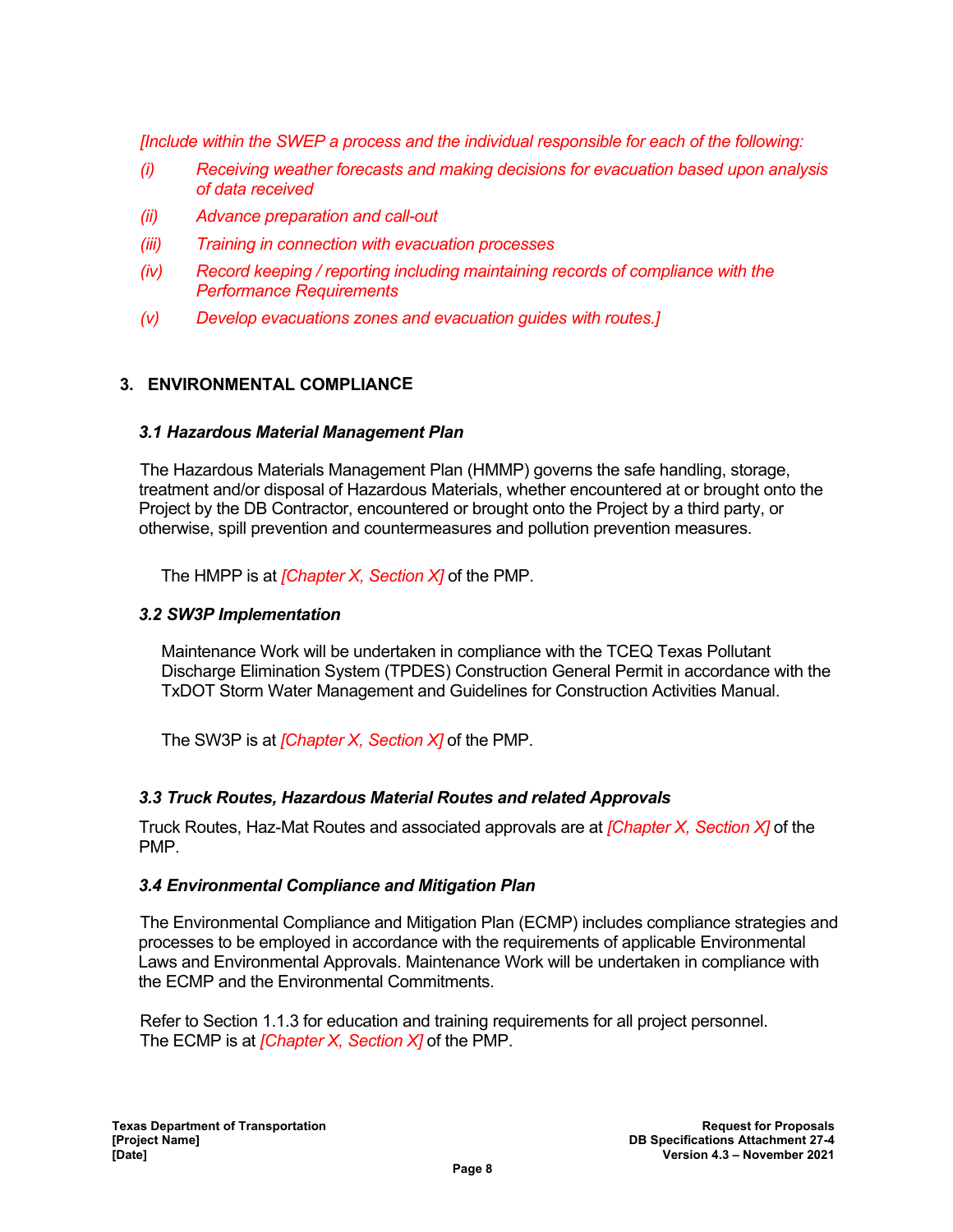*[Include within the SWEP a process and the individual responsible for each of the following:*

*(i) Receiving weather forecasts and making decisions for evacuation based upon analysis of data received*

*(ii) Advance preparation and call-out*

*(iii) Training in connection with evacuation processes*

*(iv) Record keeping / reporting including maintaining records of compliance with the Performance Requirements*

*(v) Develop evacuations zones and evacuation guides with routes.]*

## 3. ENVIRONMENTAL COMPLIANCE

### *3.1 Hazardous Material Management Plan*

The Hazardous Materials Management Plan (HMMP) governs the safe handling, storage, treatment and/or disposal of Hazardous Materials, whether encountered at or brought onto the Project by the DB Contractor, encountered or brought onto the Project by a third party, or otherwise, spill prevention and countermeasures and pollution prevention measures.

The HMPP is at *[Chapter X, Section X]* of the PMP.

### *3.2 SW3P Implementation*

Maintenance Work will be undertaken in compliance with the TCEQ Texas Pollutant Discharge Elimination System (TPDES) Construction General Permit in accordance with the TxDOT Storm Water Management and Guidelines for Construction Activities Manual.

The SW3P is at *[Chapter X, Section X]* of the PMP.

### *3.3 Truck Routes, Hazardous Material Routes and related Approvals*

Truck Routes, Haz-Mat Routes and associated approvals are at *[Chapter X, Section X]* of the PMP.

### *3.4 Environmental Compliance and Mitigation Plan*

The Environmental Compliance and Mitigation Plan (ECMP) includes compliance strategies and processes to be employed in accordance with the requirements of applicable Environmental Laws and Environmental Approvals. Maintenance Work will be undertaken in compliance with the ECMP and the Environmental Commitments.

Refer to Section 1.1.3 for education and training requirements for all project personnel. The ECMP is at *[Chapter X, Section X]* of the PMP.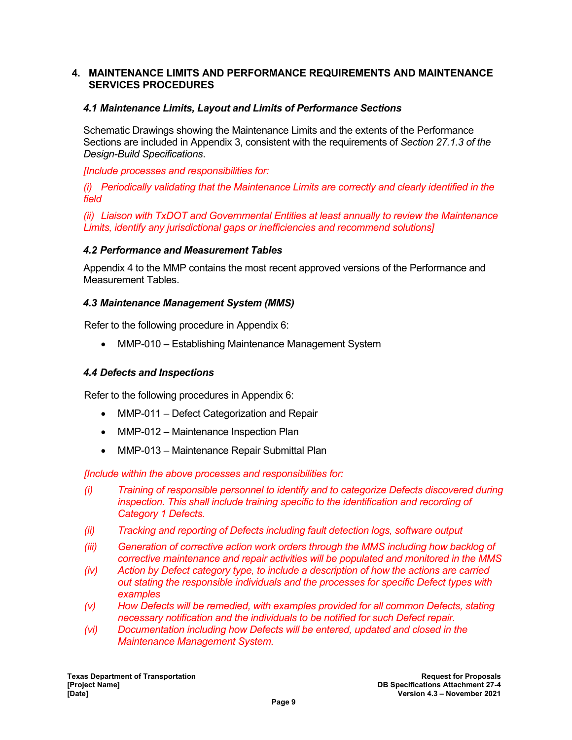## 4. MAINTENANCE LIMITS AND PERFORMANCE REQUIREMENTS AND MAINTENANCE SERVICES PROCEDURES

### *4.1 Maintenance Limits, Layout and Limits of Performance Sections*

Schematic Drawings showing the Maintenance Limits and the extents of the Performance Sections are included in Appendix 3, consistent with the requirements of *Section 27.1.3 of the Design-Build Specifications*.

*[Include processes and responsibilities for:*

*(i) Periodically validating that the Maintenance Limits are correctly and clearly identified in the field*

*(ii) Liaison with TxDOT and Governmental Entities at least annually to review the Maintenance Limits, identify any jurisdictional gaps or inefficiencies and recommend solutions]*

### *4.2 Performance and Measurement Tables*

Appendix 4 to the MMP contains the most recent approved versions of the Performance and Measurement Tables.

### *4.3 Maintenance Management System (MMS)*

Refer to the following procedure in Appendix 6:

- MMP-010 – Establishing Maintenance Management System

### *4.4 Defects and Inspections*

Refer to the following procedures in Appendix 6:

- MMP-011 – Defect Categorization and Repair
- MMP-012 – Maintenance Inspection Plan
- MMP-013 – Maintenance Repair Submittal Plan

*[Include within the above processes and responsibilities for:*

*(i) Training of responsible personnel to identify and to categorize Defects discovered during inspection. This shall include training specific to the identification and recording of Category 1 Defects.*

*(ii) Tracking and reporting of Defects including fault detection logs, software output*

*(iii) Generation of corrective action work orders through the MMS including how backlog of corrective maintenance and repair activities will be populated and monitored in the MMS*

*(iv) Action by Defect category type, to include a description of how the actions are carried out stating the responsible individuals and the processes for specific Defect types with examples*

*(v) How Defects will be remedied, with examples provided for all common Defects, stating necessary notification and the individuals to be notified for such Defect repair.*

*(vi) Documentation including how Defects will be entered, updated and closed in the Maintenance Management System.*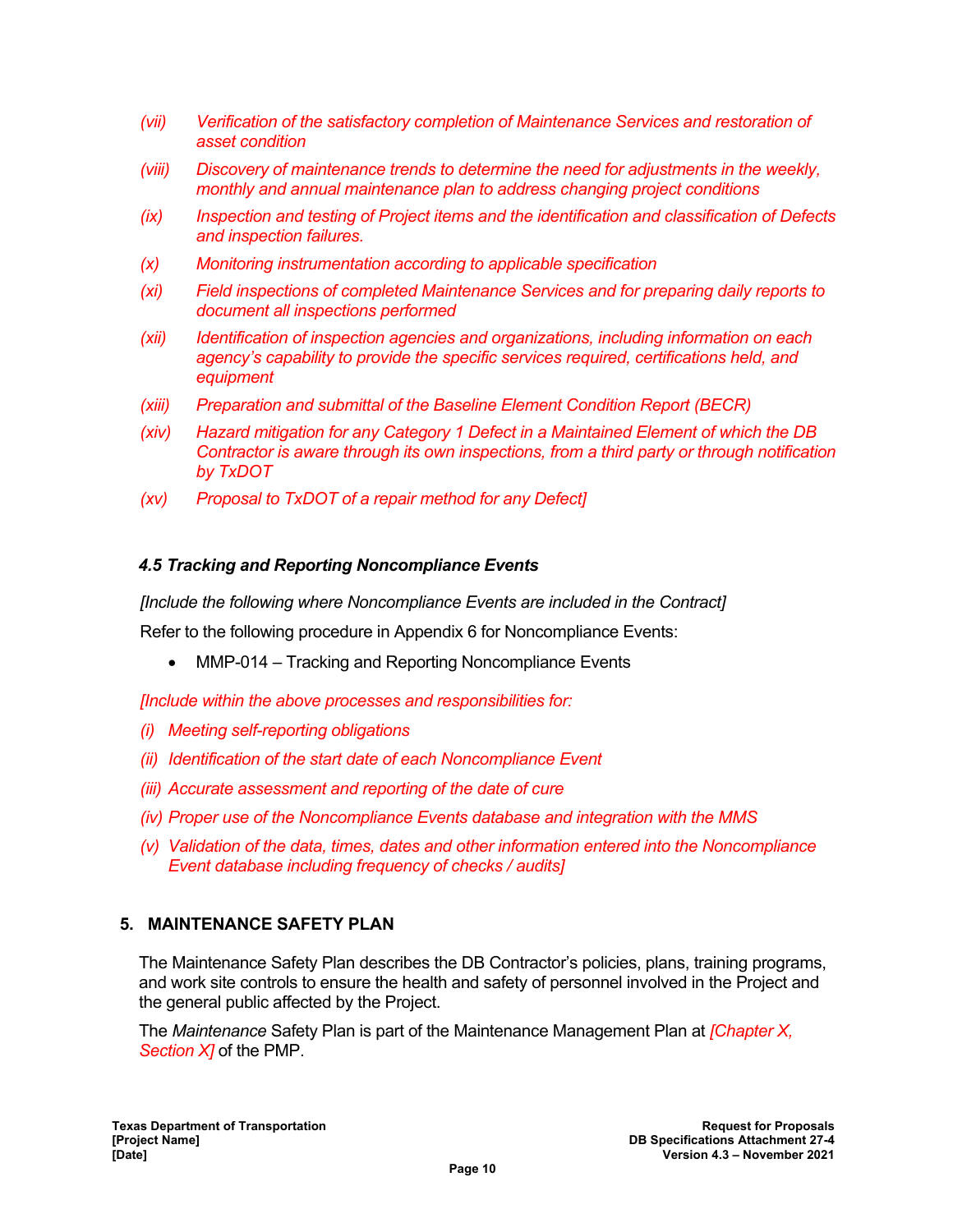*(vii)* *Verification of the satisfactory completion of Maintenance Services and restoration of asset condition*

*(viii)* *Discovery of maintenance trends to determine the need for adjustments in the weekly, monthly and annual maintenance plan to address changing project conditions*

*(ix)* *Inspection and testing of Project items and the identification and classification of Defects and inspection failures.*

*(x)* *Monitoring instrumentation according to applicable specification*

*(xi)* *Field inspections of completed Maintenance Services and for preparing daily reports to document all inspections performed*

*(xii)* *Identification of inspection agencies and organizations, including information on each agency's capability to provide the specific services required, certifications held, and equipment*

*(xiii)* *Preparation and submittal of the Baseline Element Condition Report (BECR)*

*(xiv)* *Hazard mitigation for any Category 1 Defect in a Maintained Element of which the DB Contractor is aware through its own inspections, from a third party or through notification by TxDOT*

*(xv)* *Proposal to TxDOT of a repair method for any Defect]*

### *4.5 Tracking and Reporting Noncompliance Events*

*[Include the following where Noncompliance Events are included in the Contract]*

Refer to the following procedure in Appendix 6 for Noncompliance Events:

- MMP-014 – Tracking and Reporting Noncompliance Events

*[Include within the above processes and responsibilities for:*

*(i) Meeting self-reporting obligations*

*(ii) Identification of the start date of each Noncompliance Event*

*(iii) Accurate assessment and reporting of the date of cure*

*(iv) Proper use of the Noncompliance Events database and integration with the MMS*

*(v) Validation of the data, times, dates and other information entered into the Noncompliance Event database including frequency of checks / audits]*

## 5. MAINTENANCE SAFETY PLAN

The Maintenance Safety Plan describes the DB Contractor's policies, plans, training programs, and work site controls to ensure the health and safety of personnel involved in the Project and the general public affected by the Project.

The *Maintenance* Safety Plan is part of the Maintenance Management Plan at *[Chapter X, Section X]* of the PMP.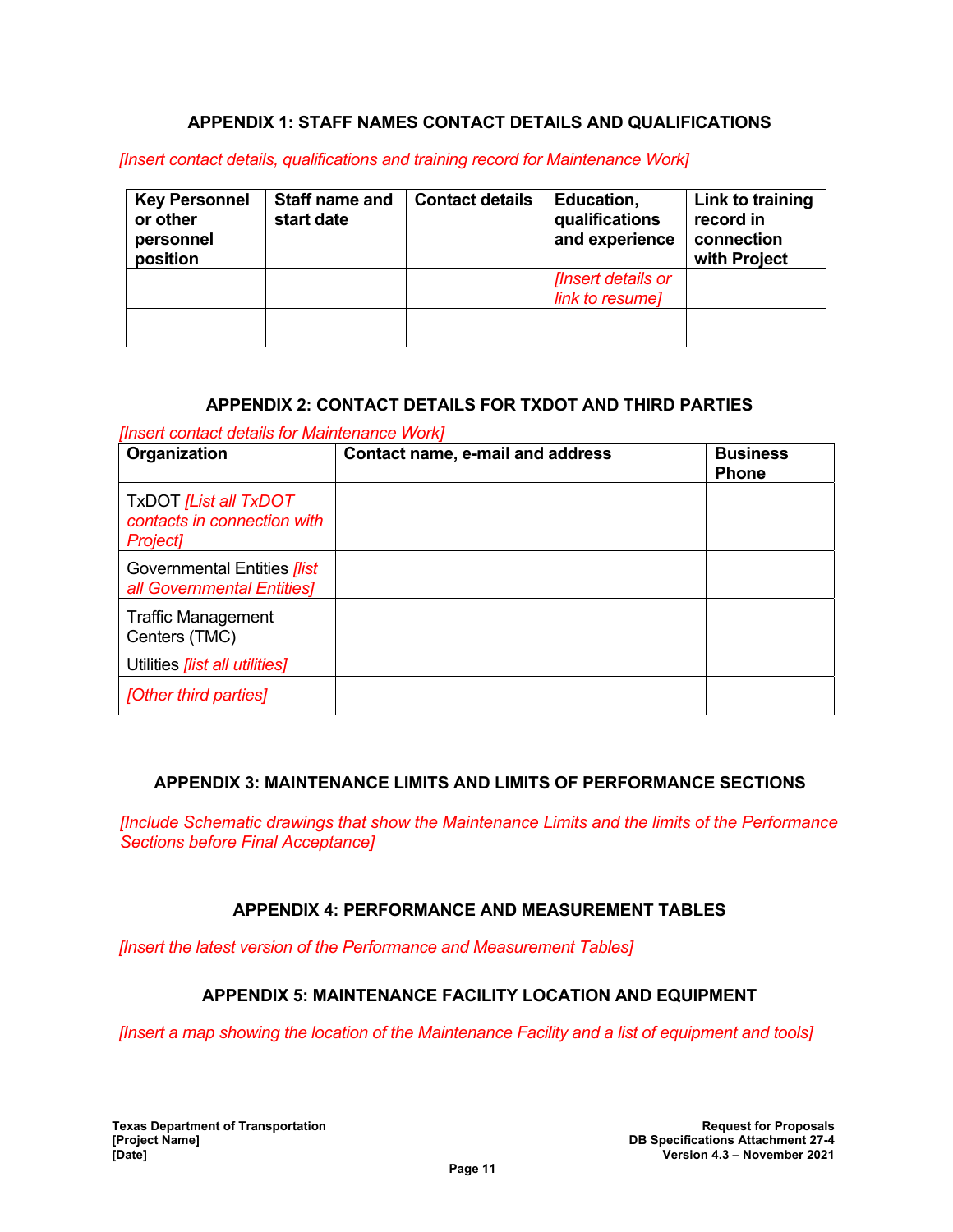## APPENDIX 1: STAFF NAMES CONTACT DETAILS AND QUALIFICATIONS

*[Insert contact details, qualifications and training record for Maintenance Work]*

| Key Personnel or other personnel position | Staff name and start date | Contact details | Education, qualifications and experience | Link to training record in connection with Project |
|---|---|---|---|---|
| | | | *[Insert details or link to resume]* | |
| | | | | |

## APPENDIX 2: CONTACT DETAILS FOR TXDOT AND THIRD PARTIES

*[Insert contact details for Maintenance Work]*

| Organization | Contact name, e-mail and address | Business Phone |
|---|---|---|
| TxDOT *[List all TxDOT contacts in connection with Project]* | | |
| Governmental Entities *[list all Governmental Entities]* | | |
| Traffic Management Centers (TMC) | | |
| Utilities *[list all utilities]* | | |
| *[Other third parties]* | | |

## APPENDIX 3: MAINTENANCE LIMITS AND LIMITS OF PERFORMANCE SECTIONS

*[Include Schematic drawings that show the Maintenance Limits and the limits of the Performance Sections before Final Acceptance]*

## APPENDIX 4: PERFORMANCE AND MEASUREMENT TABLES

*[Insert the latest version of the Performance and Measurement Tables]*

## APPENDIX 5: MAINTENANCE FACILITY LOCATION AND EQUIPMENT

*[Insert a map showing the location of the Maintenance Facility and a list of equipment and tools]*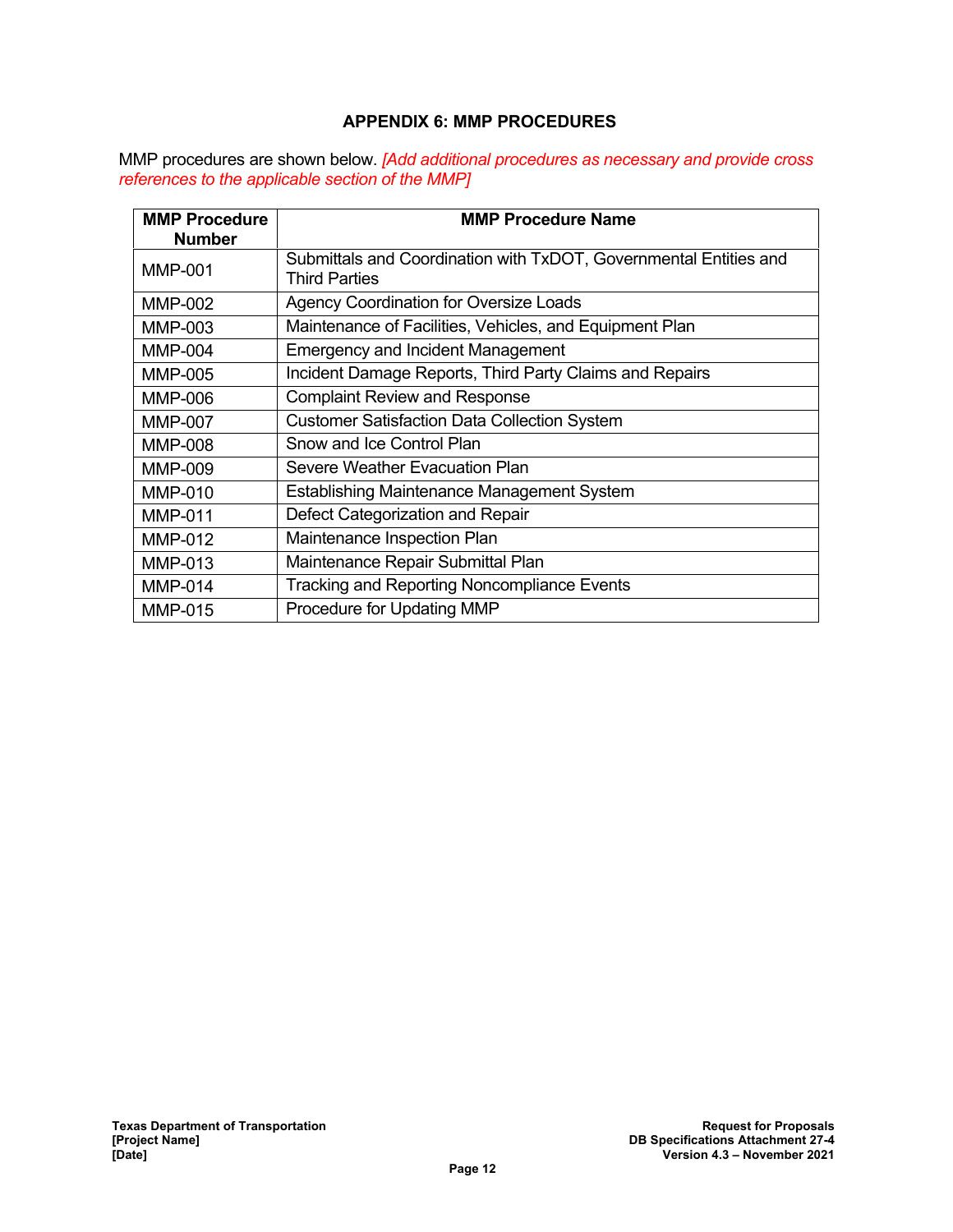## APPENDIX 6: MMP PROCEDURES

MMP procedures are shown below. *[Add additional procedures as necessary and provide cross references to the applicable section of the MMP]*

| MMP Procedure Number | MMP Procedure Name |
|---|---|
| MMP-001 | Submittals and Coordination with TxDOT, Governmental Entities and Third Parties |
| MMP-002 | Agency Coordination for Oversize Loads |
| MMP-003 | Maintenance of Facilities, Vehicles, and Equipment Plan |
| MMP-004 | Emergency and Incident Management |
| MMP-005 | Incident Damage Reports, Third Party Claims and Repairs |
| MMP-006 | Complaint Review and Response |
| MMP-007 | Customer Satisfaction Data Collection System |
| MMP-008 | Snow and Ice Control Plan |
| MMP-009 | Severe Weather Evacuation Plan |
| MMP-010 | Establishing Maintenance Management System |
| MMP-011 | Defect Categorization and Repair |
| MMP-012 | Maintenance Inspection Plan |
| MMP-013 | Maintenance Repair Submittal Plan |
| MMP-014 | Tracking and Reporting Noncompliance Events |
| MMP-015 | Procedure for Updating MMP |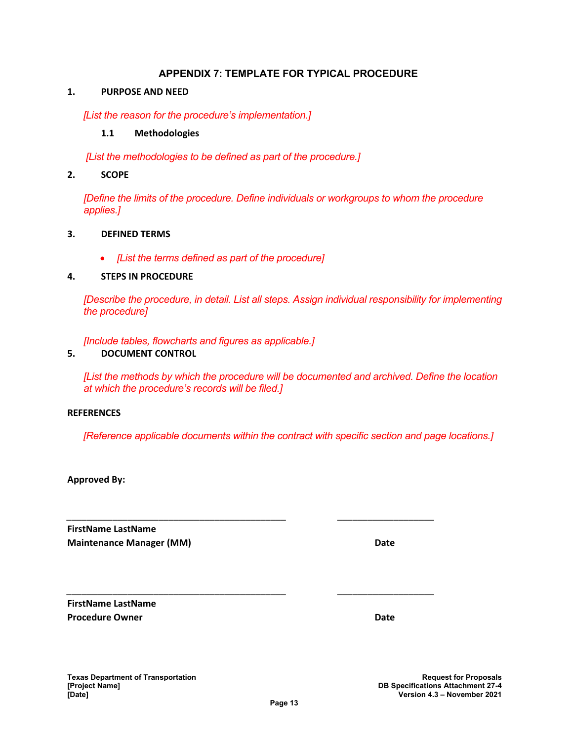# APPENDIX 7: TEMPLATE FOR TYPICAL PROCEDURE

## 1. PURPOSE AND NEED

*[List the reason for the procedure's implementation.]*

### 1.1 Methodologies

*[List the methodologies to be defined as part of the procedure.]*

## 2. SCOPE

*[Define the limits of the procedure. Define individuals or workgroups to whom the procedure applies.]*

## 3. DEFINED TERMS

- *[List the terms defined as part of the procedure]*

## 4. STEPS IN PROCEDURE

*[Describe the procedure, in detail. List all steps. Assign individual responsibility for implementing the procedure]*

*[Include tables, flowcharts and figures as applicable.]*

## 5. DOCUMENT CONTROL

*[List the methods by which the procedure will be documented and archived. Define the location at which the procedure's records will be filed.]*

## REFERENCES

*[Reference applicable documents within the contract with specific section and page locations.]*

**Approved By:**

\_\_\_\_\_\_\_\_\_\_\_\_\_\_\_\_\_\_\_\_\_\_\_\_\_\_\_\_\_\_\_\_\_\_\_\_\_\_\_\_ \_\_\_\_\_\_\_\_\_\_\_\_\_\_\_\_\_\_

**FirstName LastName**
**Maintenance Manager (MM)** **Date**

\_\_\_\_\_\_\_\_\_\_\_\_\_\_\_\_\_\_\_\_\_\_\_\_\_\_\_\_\_\_\_\_\_\_\_\_\_\_\_\_ \_\_\_\_\_\_\_\_\_\_\_\_\_\_\_\_\_\_

**FirstName LastName**
**Procedure Owner** **Date**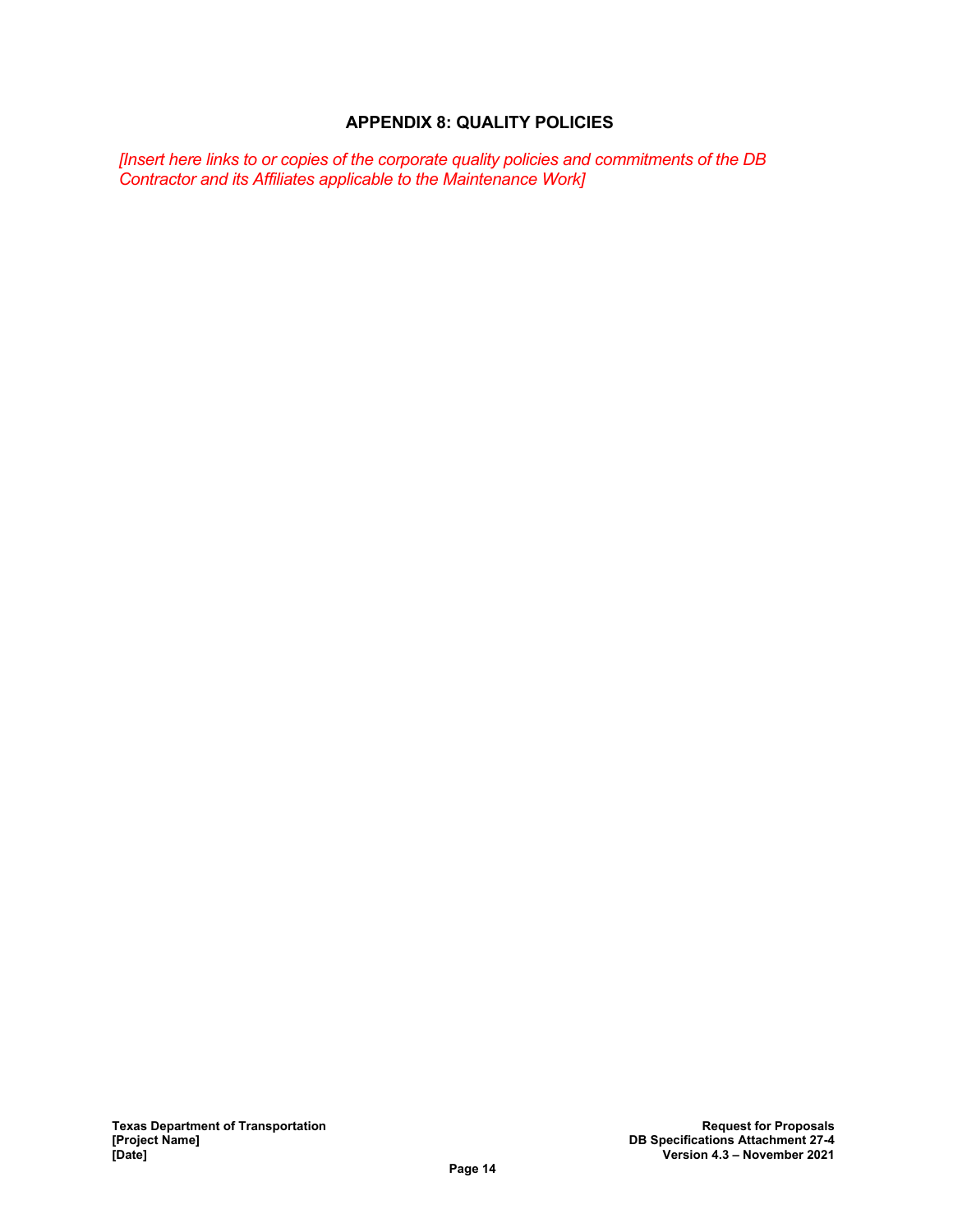## APPENDIX 8: QUALITY POLICIES

*[Insert here links to or copies of the corporate quality policies and commitments of the DB Contractor and its Affiliates applicable to the Maintenance Work]*